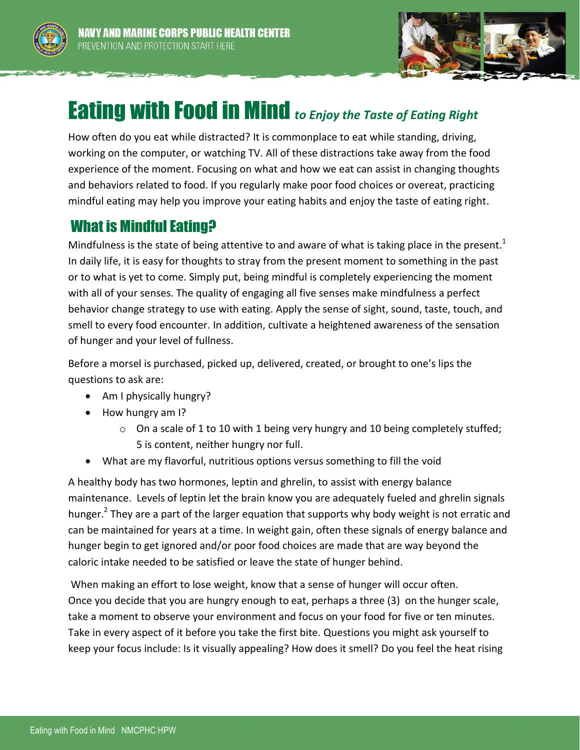# Eating with Food in Mind *to Enjoy the Taste of Eating Right*

How often do you eat while distracted? It is commonplace to eat while standing, driving, working on the computer, or watching TV. All of these distractions take away from the food experience of the moment. Focusing on what and how we eat can assist in changing thoughts and behaviors related to food. If you regularly make poor food choices or overeat, practicing mindful eating may help you improve your eating habits and enjoy the taste of eating right.

## What is Mindful Eating?

Mindfulness is the state of being attentive to and aware of what is taking place in the present.[1] In daily life, it is easy for thoughts to stray from the present moment to something in the past or to what is yet to come. Simply put, being mindful is completely experiencing the moment with all of your senses. The quality of engaging all five senses make mindfulness a perfect behavior change strategy to use with eating. Apply the sense of sight, sound, taste, touch, and smell to every food encounter. In addition, cultivate a heightened awareness of the sensation of hunger and your level of fullness.

Before a morsel is purchased, picked up, delivered, created, or brought to one's lips the questions to ask are:

- Am I physically hungry?
- How hungry am I?
  - On a scale of 1 to 10 with 1 being very hungry and 10 being completely stuffed; 5 is content, neither hungry nor full.
- What are my flavorful, nutritious options versus something to fill the void

A healthy body has two hormones, leptin and ghrelin, to assist with energy balance maintenance. Levels of leptin let the brain know you are adequately fueled and ghrelin signals hunger.[2] They are a part of the larger equation that supports why body weight is not erratic and can be maintained for years at a time. In weight gain, often these signals of energy balance and hunger begin to get ignored and/or poor food choices are made that are way beyond the caloric intake needed to be satisfied or leave the state of hunger behind.

When making an effort to lose weight, know that a sense of hunger will occur often. Once you decide that you are hungry enough to eat, perhaps a three (3) on the hunger scale, take a moment to observe your environment and focus on your food for five or ten minutes. Take in every aspect of it before you take the first bite. Questions you might ask yourself to keep your focus include: Is it visually appealing? How does it smell? Do you feel the heat rising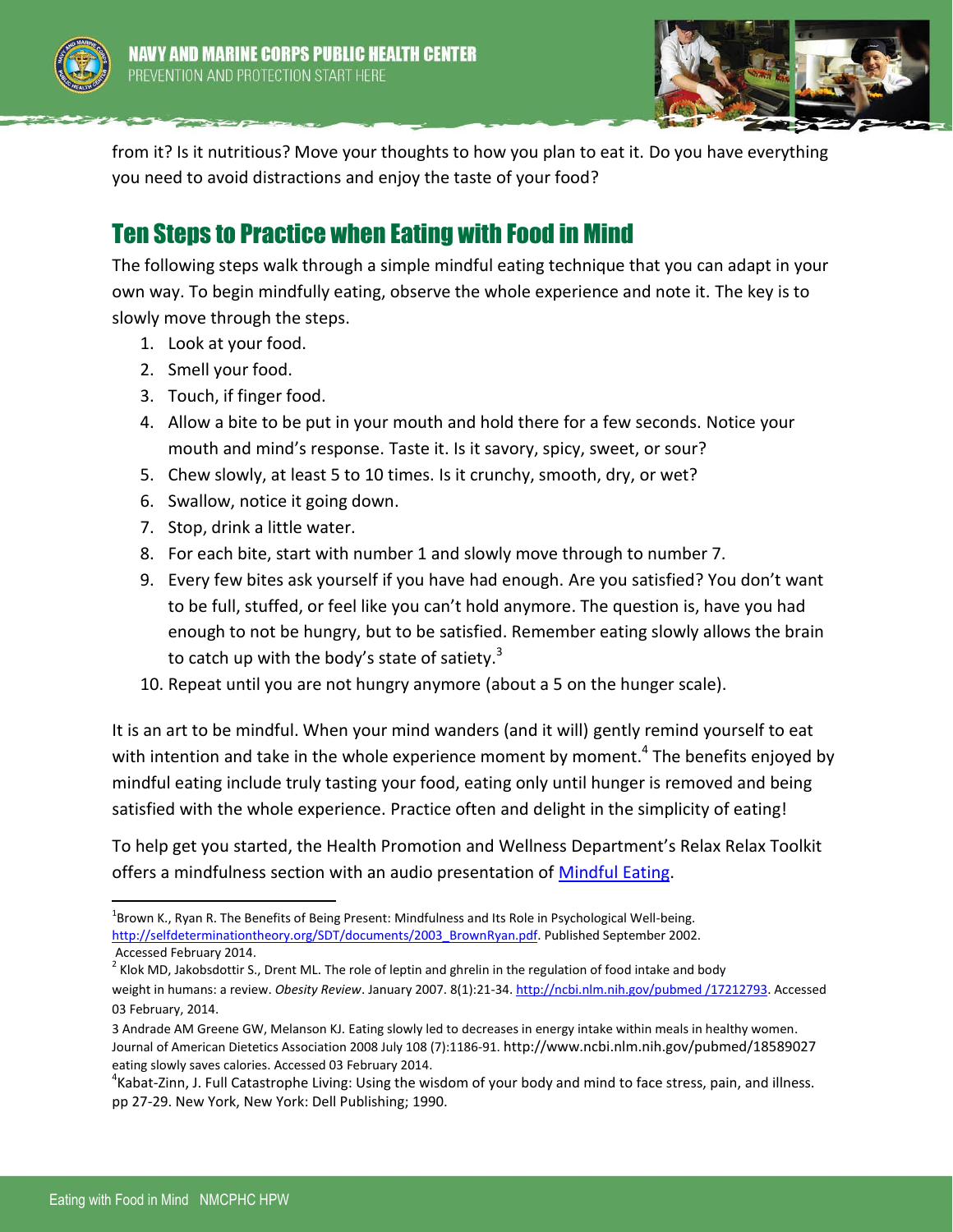from it? Is it nutritious? Move your thoughts to how you plan to eat it. Do you have everything you need to avoid distractions and enjoy the taste of your food?

## Ten Steps to Practice when Eating with Food in Mind

The following steps walk through a simple mindful eating technique that you can adapt in your own way. To begin mindfully eating, observe the whole experience and note it. The key is to slowly move through the steps.

1. Look at your food.
2. Smell your food.
3. Touch, if finger food.
4. Allow a bite to be put in your mouth and hold there for a few seconds. Notice your mouth and mind's response. Taste it. Is it savory, spicy, sweet, or sour?
5. Chew slowly, at least 5 to 10 times. Is it crunchy, smooth, dry, or wet?
6. Swallow, notice it going down.
7. Stop, drink a little water.
8. For each bite, start with number 1 and slowly move through to number 7.
9. Every few bites ask yourself if you have had enough. Are you satisfied? You don't want to be full, stuffed, or feel like you can't hold anymore. The question is, have you had enough to not be hungry, but to be satisfied. Remember eating slowly allows the brain to catch up with the body's state of satiety.[3]
10. Repeat until you are not hungry anymore (about a 5 on the hunger scale).

It is an art to be mindful. When your mind wanders (and it will) gently remind yourself to eat with intention and take in the whole experience moment by moment.[4] The benefits enjoyed by mindful eating include truly tasting your food, eating only until hunger is removed and being satisfied with the whole experience. Practice often and delight in the simplicity of eating!

To help get you started, the Health Promotion and Wellness Department's Relax Relax Toolkit offers a mindfulness section with an audio presentation of Mindful Eating.

---

[1]Brown K., Ryan R. The Benefits of Being Present: Mindfulness and Its Role in Psychological Well-being. http://selfdeterminationtheory.org/SDT/documents/2003_BrownRyan.pdf. Published September 2002. Accessed February 2014.

[2] Klok MD, Jakobsdottir S., Drent ML. The role of leptin and ghrelin in the regulation of food intake and body weight in humans: a review. *Obesity Review*. January 2007. 8(1):21-34. http://ncbi.nlm.nih.gov/pubmed /17212793. Accessed 03 February, 2014.

3 Andrade AM Greene GW, Melanson KJ. Eating slowly led to decreases in energy intake within meals in healthy women. Journal of American Dietetics Association 2008 July 108 (7):1186-91. http://www.ncbi.nlm.nih.gov/pubmed/18589027 eating slowly saves calories. Accessed 03 February 2014.

[4]Kabat-Zinn, J. Full Catastrophe Living: Using the wisdom of your body and mind to face stress, pain, and illness. pp 27-29. New York, New York: Dell Publishing; 1990.